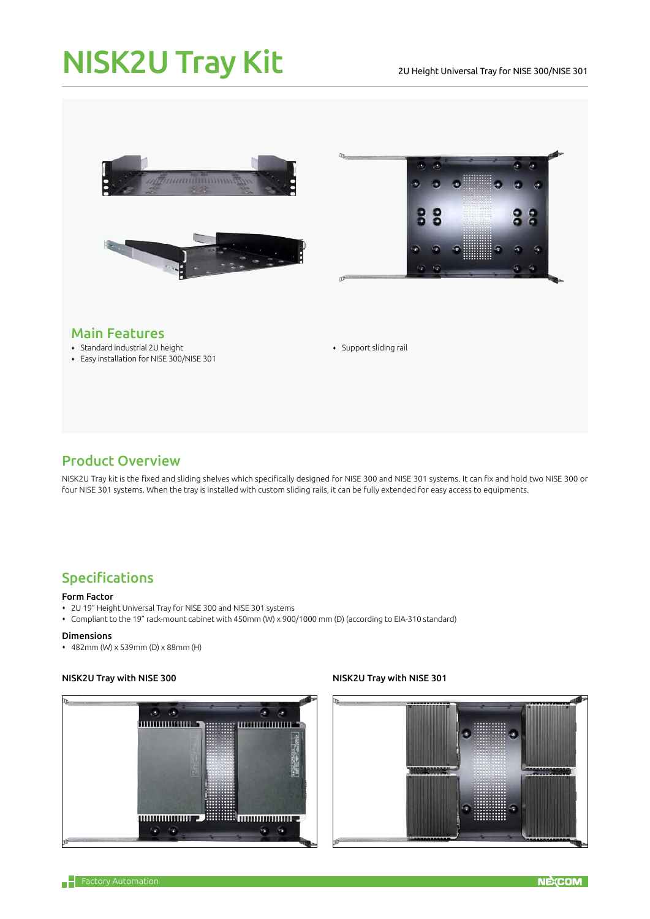# NISK2U Tray Kit

2U Height Universal Tray for NISE 300/NISE 301

## Main Features

- Standard industrial 2U height
- Easy installation for NISE 300/NISE 301
- Support sliding rail

## Product Overview

NISK2U Tray kit is the fixed and sliding shelves which specifically designed for NISE 300 and NISE 301 systems. It can fix and hold two NISE 300 or four NISE 301 systems. When the tray is installed with custom sliding rails, it can be fully extended for easy access to equipments.

## Specifications

### Form Factor

- 2U 19" Height Universal Tray for NISE 300 and NISE 301 systems
- Compliant to the 19" rack-mount cabinet with 450mm (W) x 900/1000 mm (D) (according to EIA-310 standard)

### Dimensions

- 482mm (W) x 539mm (D) x 88mm (H)

**NISK2U Tray with NISE 300**

**NISK2U Tray with NISE 301**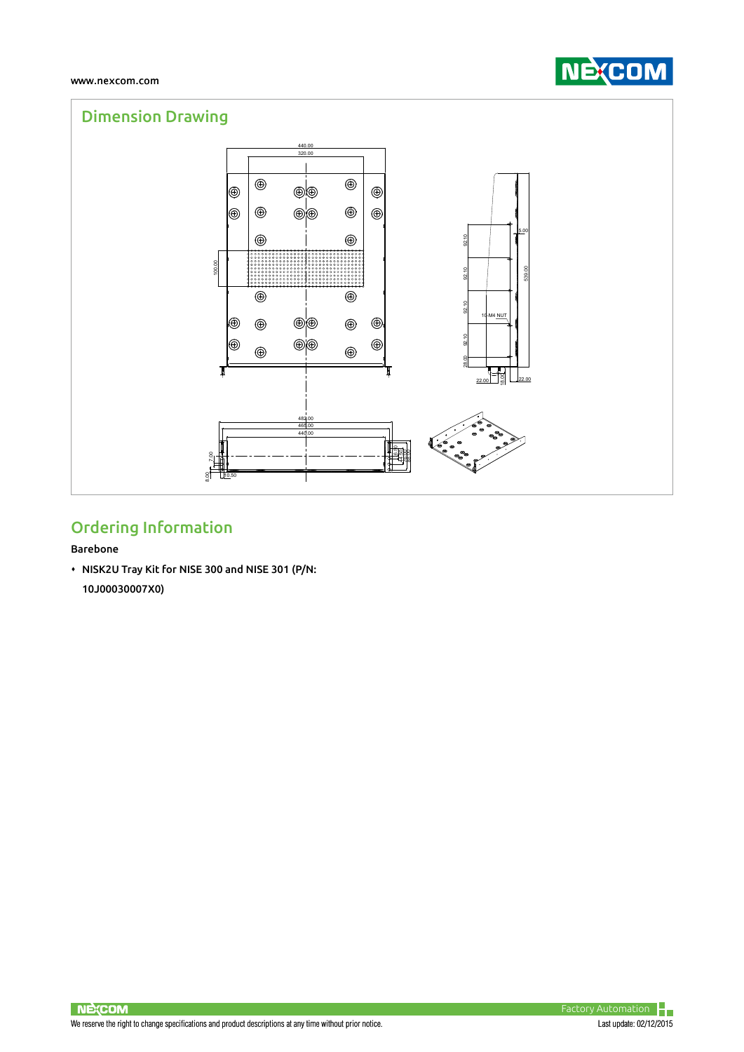## Dimension Drawing

440.00
320.00
100.00
92.10
92.10
92.10
92.10
28.00
5.00
539.00
10-M4 NUT
22.00
18.00
22.00
482.00
465.00
440.00
7.00
8.00
10.50

## Ordering Information

**Barebone**

- **NISK2U Tray Kit for NISE 300 and NISE 301 (P/N: 10J00030007X0)**